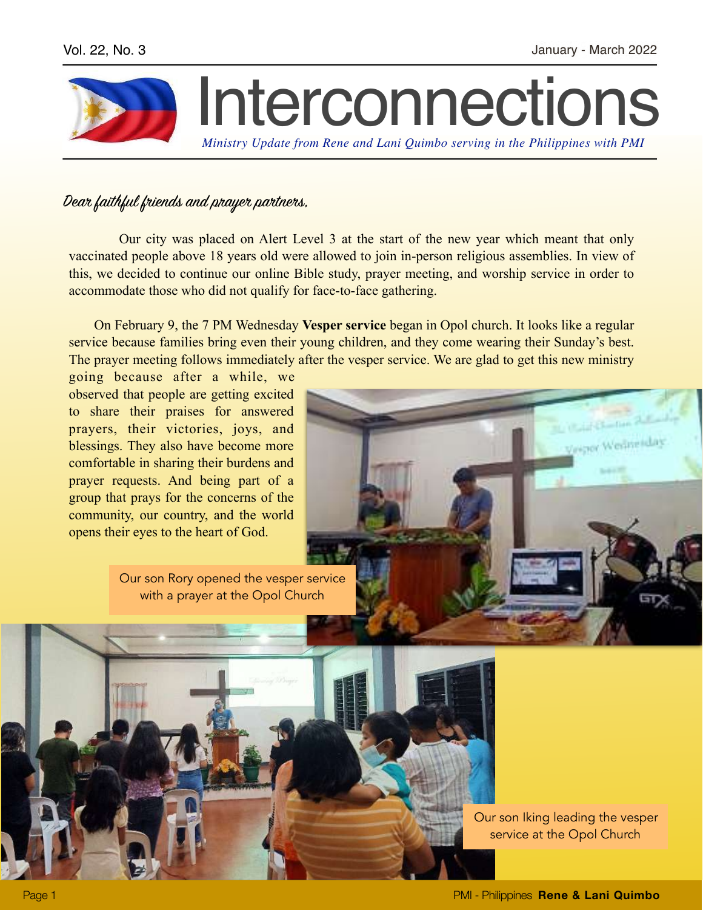# Interconnections

*Ministry Update from Rene and Lani Quimbo serving in the Philippines with PMI*

Vol. 22, No. 3 — January - March 2022

*Dear faithful friends and prayer partners,*

Our city was placed on Alert Level 3 at the start of the new year which meant that only vaccinated people above 18 years old were allowed to join in-person religious assemblies. In view of this, we decided to continue our online Bible study, prayer meeting, and worship service in order to accommodate those who did not qualify for face-to-face gathering.

On February 9, the 7 PM Wednesday **Vesper service** began in Opol church. It looks like a regular service because families bring even their young children, and they come wearing their Sunday's best. The prayer meeting follows immediately after the vesper service. We are glad to get this new ministry going because after a while, we observed that people are getting excited to share their praises for answered prayers, their victories, joys, and blessings. They also have become more comfortable in sharing their burdens and prayer requests. And being part of a group that prays for the concerns of the community, our country, and the world opens their eyes to the heart of God.

Our son Rory opened the vesper service with a prayer at the Opol Church

Our son Iking leading the vesper service at the Opol Church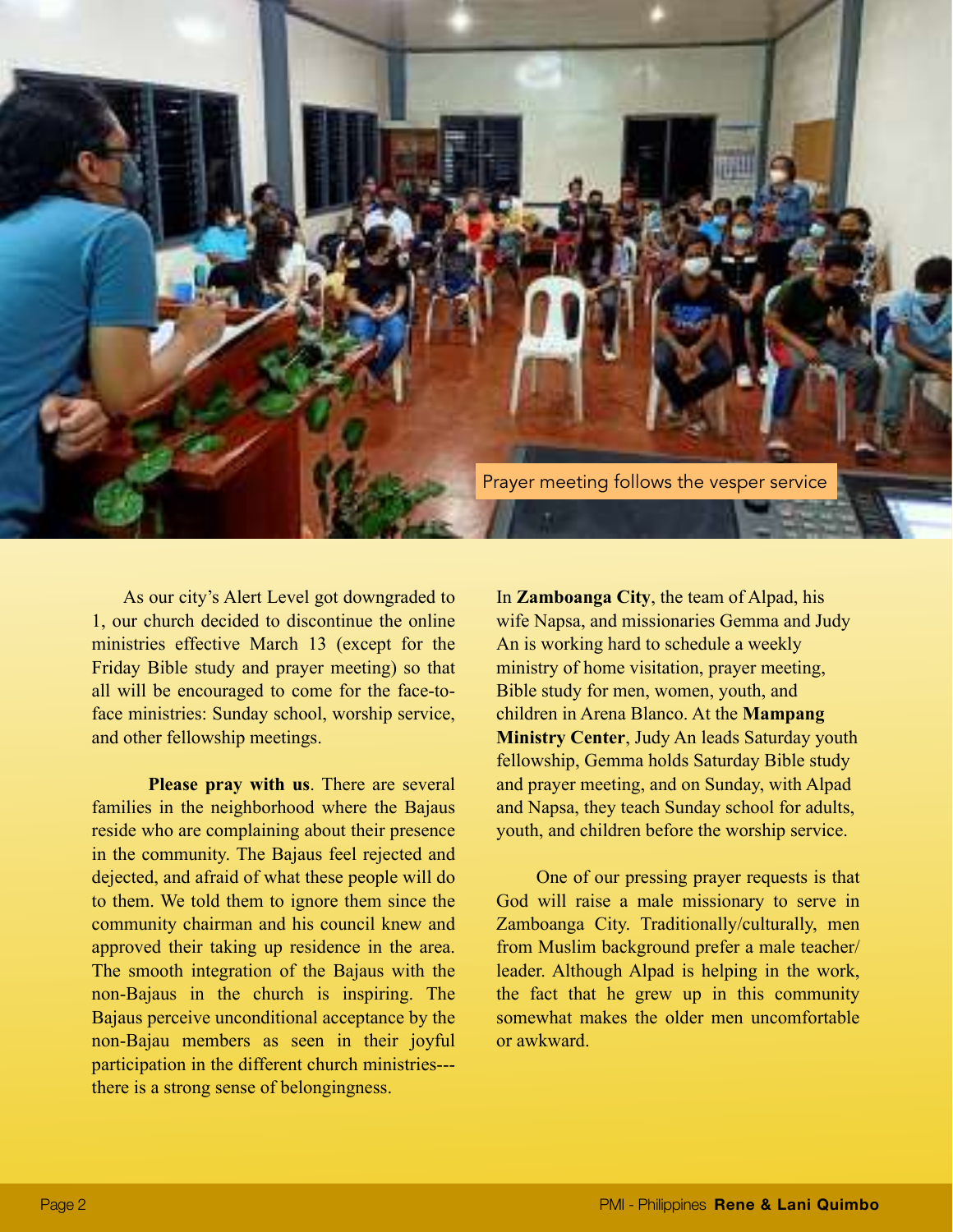Prayer meeting follows the vesper service

As our city's Alert Level got downgraded to 1, our church decided to discontinue the online ministries effective March 13 (except for the Friday Bible study and prayer meeting) so that all will be encouraged to come for the face-to-face ministries: Sunday school, worship service, and other fellowship meetings.

**Please pray with us**. There are several families in the neighborhood where the Bajaus reside who are complaining about their presence in the community. The Bajaus feel rejected and dejected, and afraid of what these people will do to them. We told them to ignore them since the community chairman and his council knew and approved their taking up residence in the area. The smooth integration of the Bajaus with the non-Bajaus in the church is inspiring. The Bajaus perceive unconditional acceptance by the non-Bajau members as seen in their joyful participation in the different church ministries---there is a strong sense of belongingness.

In **Zamboanga City**, the team of Alpad, his wife Napsa, and missionaries Gemma and Judy An is working hard to schedule a weekly ministry of home visitation, prayer meeting, Bible study for men, women, youth, and children in Arena Blanco. At the **Mampang Ministry Center**, Judy An leads Saturday youth fellowship, Gemma holds Saturday Bible study and prayer meeting, and on Sunday, with Alpad and Napsa, they teach Sunday school for adults, youth, and children before the worship service.

One of our pressing prayer requests is that God will raise a male missionary to serve in Zamboanga City. Traditionally/culturally, men from Muslim background prefer a male teacher/leader. Although Alpad is helping in the work, the fact that he grew up in this community somewhat makes the older men uncomfortable or awkward.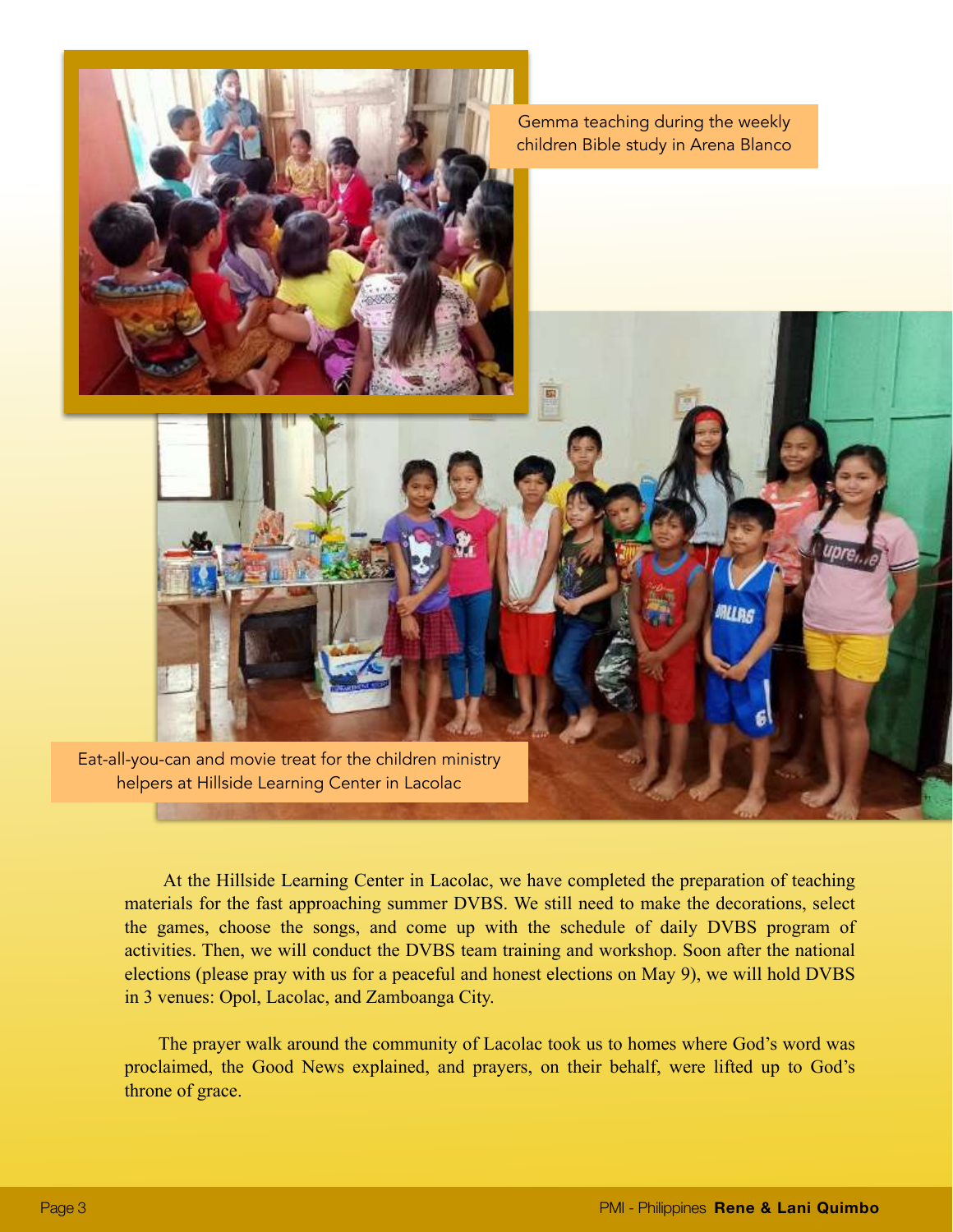Gemma teaching during the weekly children Bible study in Arena Blanco

Eat-all-you-can and movie treat for the children ministry helpers at Hillside Learning Center in Lacolac

At the Hillside Learning Center in Lacolac, we have completed the preparation of teaching materials for the fast approaching summer DVBS. We still need to make the decorations, select the games, choose the songs, and come up with the schedule of daily DVBS program of activities. Then, we will conduct the DVBS team training and workshop. Soon after the national elections (please pray with us for a peaceful and honest elections on May 9), we will hold DVBS in 3 venues: Opol, Lacolac, and Zamboanga City.

The prayer walk around the community of Lacolac took us to homes where God's word was proclaimed, the Good News explained, and prayers, on their behalf, were lifted up to God's throne of grace.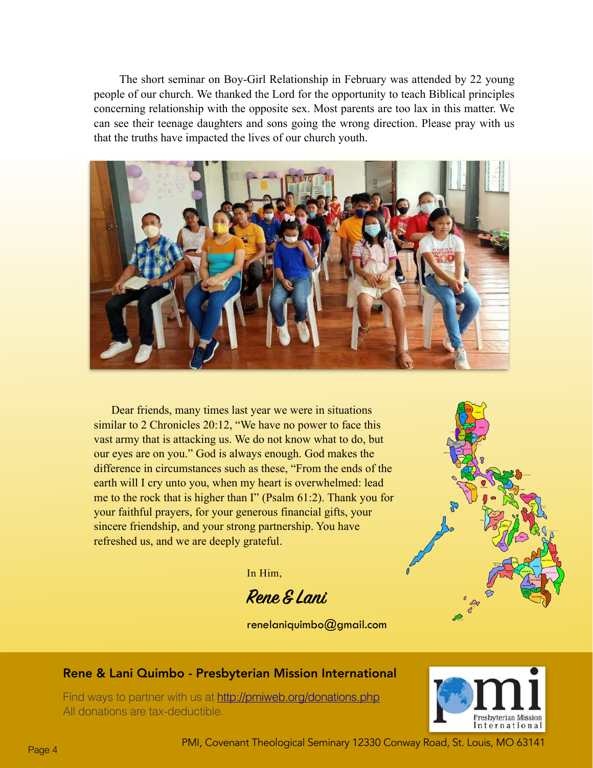The short seminar on Boy-Girl Relationship in February was attended by 22 young people of our church. We thanked the Lord for the opportunity to teach Biblical principles concerning relationship with the opposite sex. Most parents are too lax in this matter. We can see their teenage daughters and sons going the wrong direction. Please pray with us that the truths have impacted the lives of our church youth.

Dear friends, many times last year we were in situations similar to 2 Chronicles 20:12, "We have no power to face this vast army that is attacking us. We do not know what to do, but our eyes are on you." God is always enough. God makes the difference in circumstances such as these, "From the ends of the earth will I cry unto you, when my heart is overwhelmed: lead me to the rock that is higher than I" (Psalm 61:2). Thank you for your faithful prayers, for your generous financial gifts, your sincere friendship, and your strong partnership. You have refreshed us, and we are deeply grateful.

In Him,

*Rene & Lani*

renelaniquimbo@gmail.com

**Rene & Lani Quimbo - Presbyterian Mission International**

Find ways to partner with us at http://pmiweb.org/donations.php
All donations are tax-deductible.

PMI, Covenant Theological Seminary 12330 Conway Road, St. Louis, MO 63141